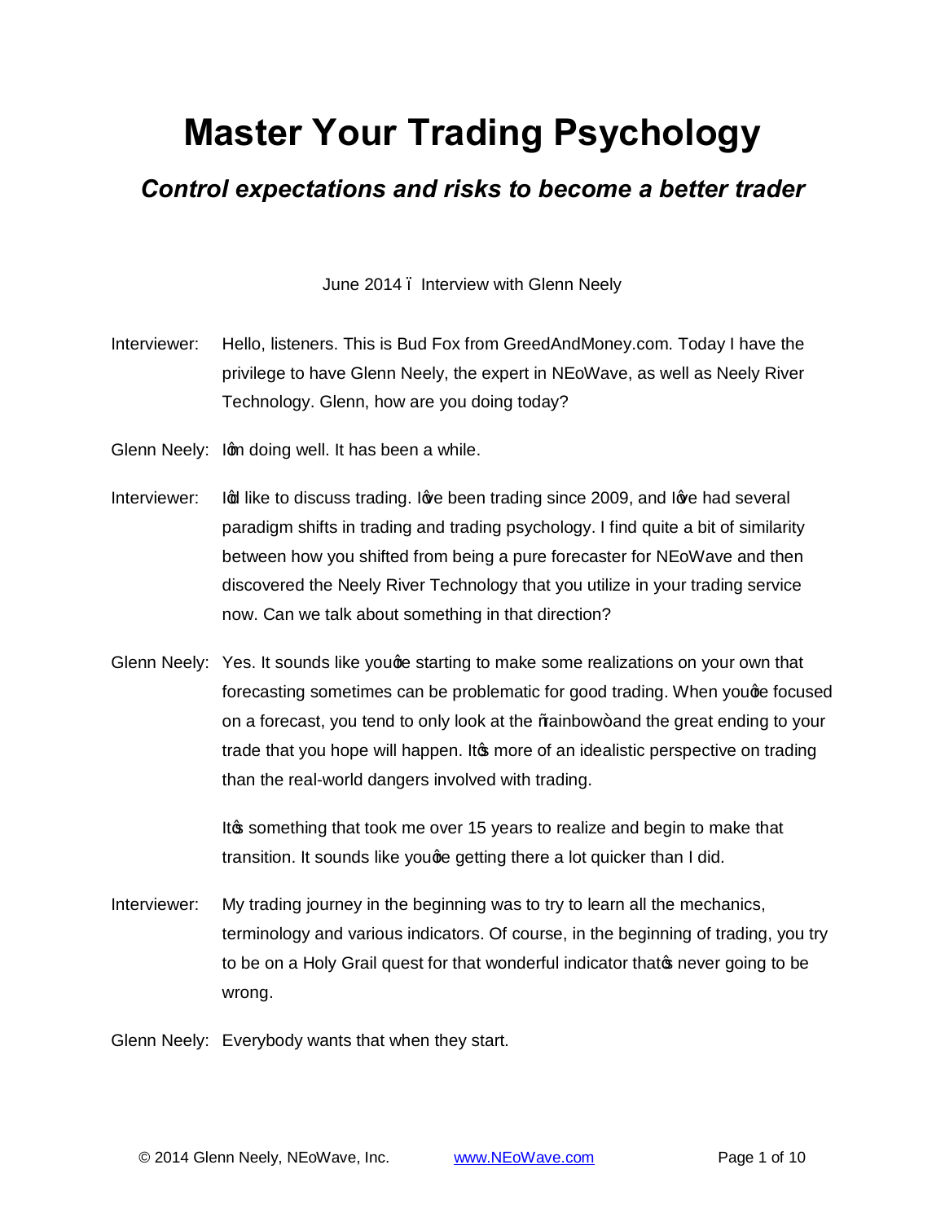# Master Your Trading Psychology

## *Control expectations and risks to become a better trader*

June 2014 – Interview with Glenn Neely

Interviewer: Hello, listeners. This is Bud Fox from GreedAndMoney.com. Today I have the privilege to have Glenn Neely, the expert in NEoWave, as well as Neely River Technology. Glenn, how are you doing today?

Glenn Neely: I'm doing well. It has been a while.

Interviewer: I'd like to discuss trading. I've been trading since 2009, and I've had several paradigm shifts in trading and trading psychology. I find quite a bit of similarity between how you shifted from being a pure forecaster for NEoWave and then discovered the Neely River Technology that you utilize in your trading service now. Can we talk about something in that direction?

Glenn Neely: Yes. It sounds like you're starting to make some realizations on your own that forecasting sometimes can be problematic for good trading. When you're focused on a forecast, you tend to only look at the "rainbow" and the great ending to your trade that you hope will happen. It's more of an idealistic perspective on trading than the real-world dangers involved with trading.

It's something that took me over 15 years to realize and begin to make that transition. It sounds like you're getting there a lot quicker than I did.

Interviewer: My trading journey in the beginning was to try to learn all the mechanics, terminology and various indicators. Of course, in the beginning of trading, you try to be on a Holy Grail quest for that wonderful indicator that's never going to be wrong.

Glenn Neely: Everybody wants that when they start.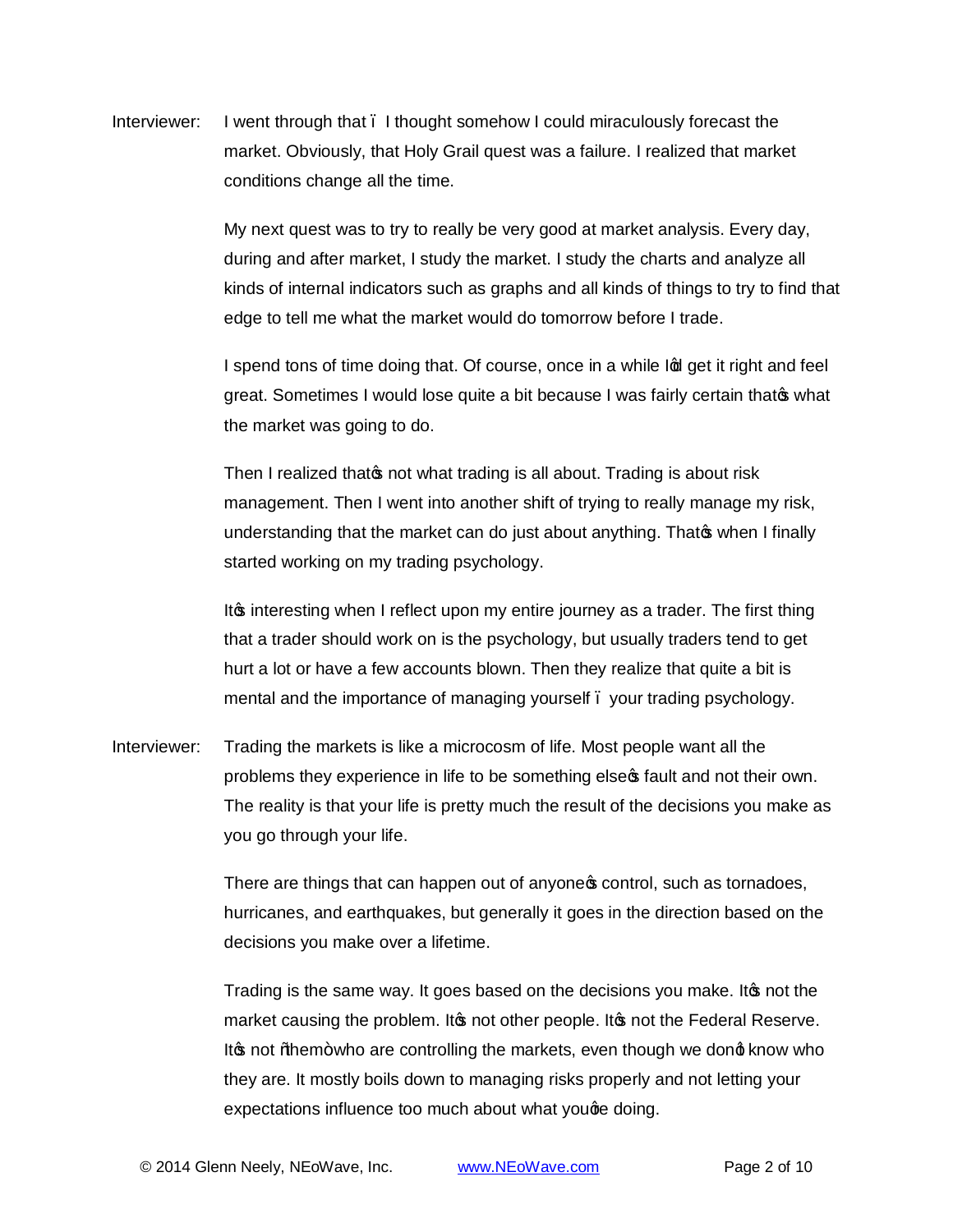**Interviewer:** I went through that – I thought somehow I could miraculously forecast the market. Obviously, that Holy Grail quest was a failure. I realized that market conditions change all the time.

My next quest was to try to really be very good at market analysis. Every day, during and after market, I study the market. I study the charts and analyze all kinds of internal indicators such as graphs and all kinds of things to try to find that edge to tell me what the market would do tomorrow before I trade.

I spend tons of time doing that. Of course, once in a while I'd get it right and feel great. Sometimes I would lose quite a bit because I was fairly certain that's what the market was going to do.

Then I realized that's not what trading is all about. Trading is about risk management. Then I went into another shift of trying to really manage my risk, understanding that the market can do just about anything. That's when I finally started working on my trading psychology.

It's interesting when I reflect upon my entire journey as a trader. The first thing that a trader should work on is the psychology, but usually traders tend to get hurt a lot or have a few accounts blown. Then they realize that quite a bit is mental and the importance of managing yourself – your trading psychology.

**Interviewer:** Trading the markets is like a microcosm of life. Most people want all the problems they experience in life to be something else's fault and not their own. The reality is that your life is pretty much the result of the decisions you make as you go through your life.

There are things that can happen out of anyone's control, such as tornadoes, hurricanes, and earthquakes, but generally it goes in the direction based on the decisions you make over a lifetime.

Trading is the same way. It goes based on the decisions you make. It's not the market causing the problem. It's not other people. It's not the Federal Reserve. It's not "them" who are controlling the markets, even though we don't know who they are. It mostly boils down to managing risks properly and not letting your expectations influence too much about what you're doing.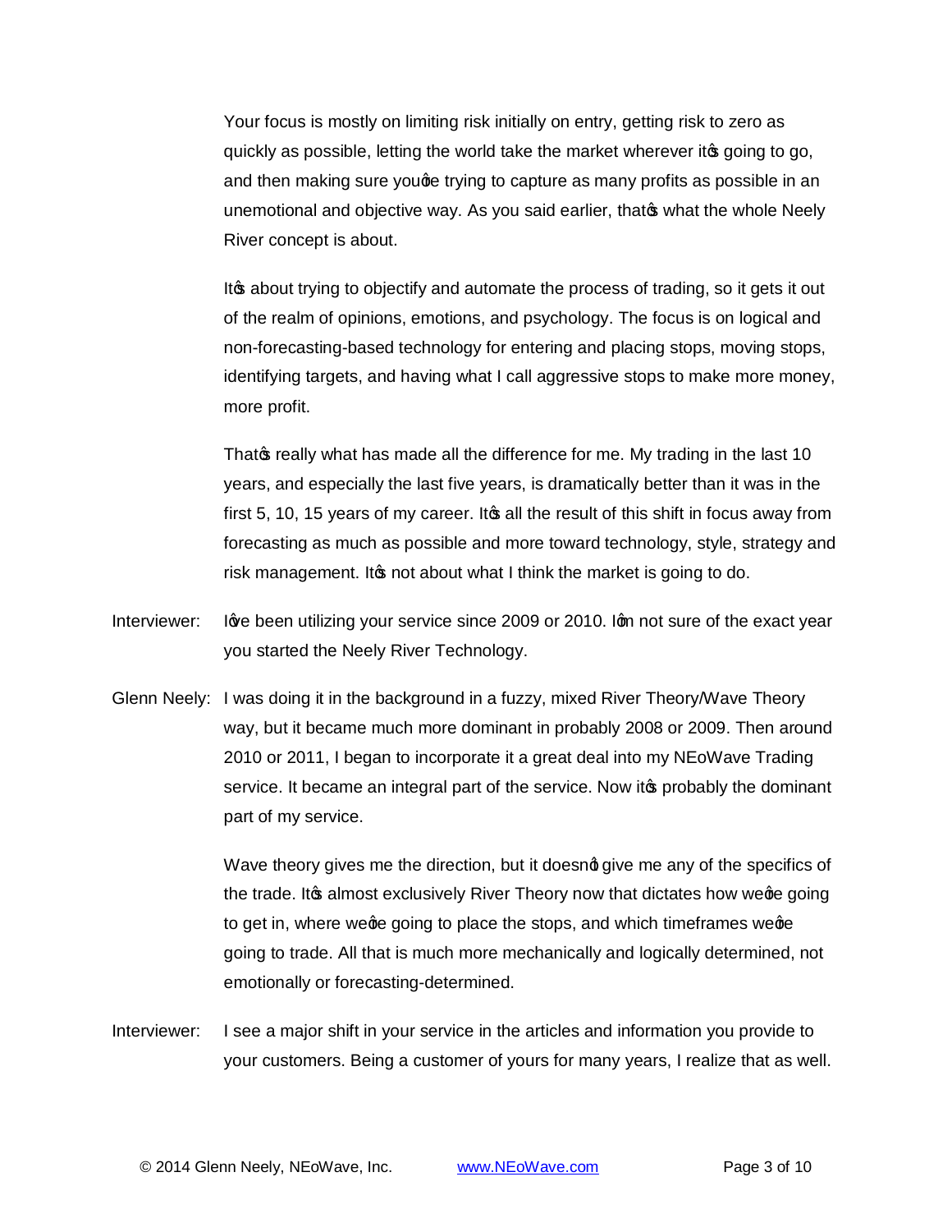Your focus is mostly on limiting risk initially on entry, getting risk to zero as quickly as possible, letting the world take the market wherever it's going to go, and then making sure you're trying to capture as many profits as possible in an unemotional and objective way. As you said earlier, that's what the whole Neely River concept is about.

It's about trying to objectify and automate the process of trading, so it gets it out of the realm of opinions, emotions, and psychology. The focus is on logical and non-forecasting-based technology for entering and placing stops, moving stops, identifying targets, and having what I call aggressive stops to make more money, more profit.

That's really what has made all the difference for me. My trading in the last 10 years, and especially the last five years, is dramatically better than it was in the first 5, 10, 15 years of my career. It's all the result of this shift in focus away from forecasting as much as possible and more toward technology, style, strategy and risk management. It's not about what I think the market is going to do.

Interviewer: I've been utilizing your service since 2009 or 2010. I'm not sure of the exact year you started the Neely River Technology.

Glenn Neely: I was doing it in the background in a fuzzy, mixed River Theory/Wave Theory way, but it became much more dominant in probably 2008 or 2009. Then around 2010 or 2011, I began to incorporate it a great deal into my NEoWave Trading service. It became an integral part of the service. Now it's probably the dominant part of my service.

Wave theory gives me the direction, but it doesn't give me any of the specifics of the trade. It's almost exclusively River Theory now that dictates how we're going to get in, where we're going to place the stops, and which timeframes we're going to trade. All that is much more mechanically and logically determined, not emotionally or forecasting-determined.

Interviewer: I see a major shift in your service in the articles and information you provide to your customers. Being a customer of yours for many years, I realize that as well.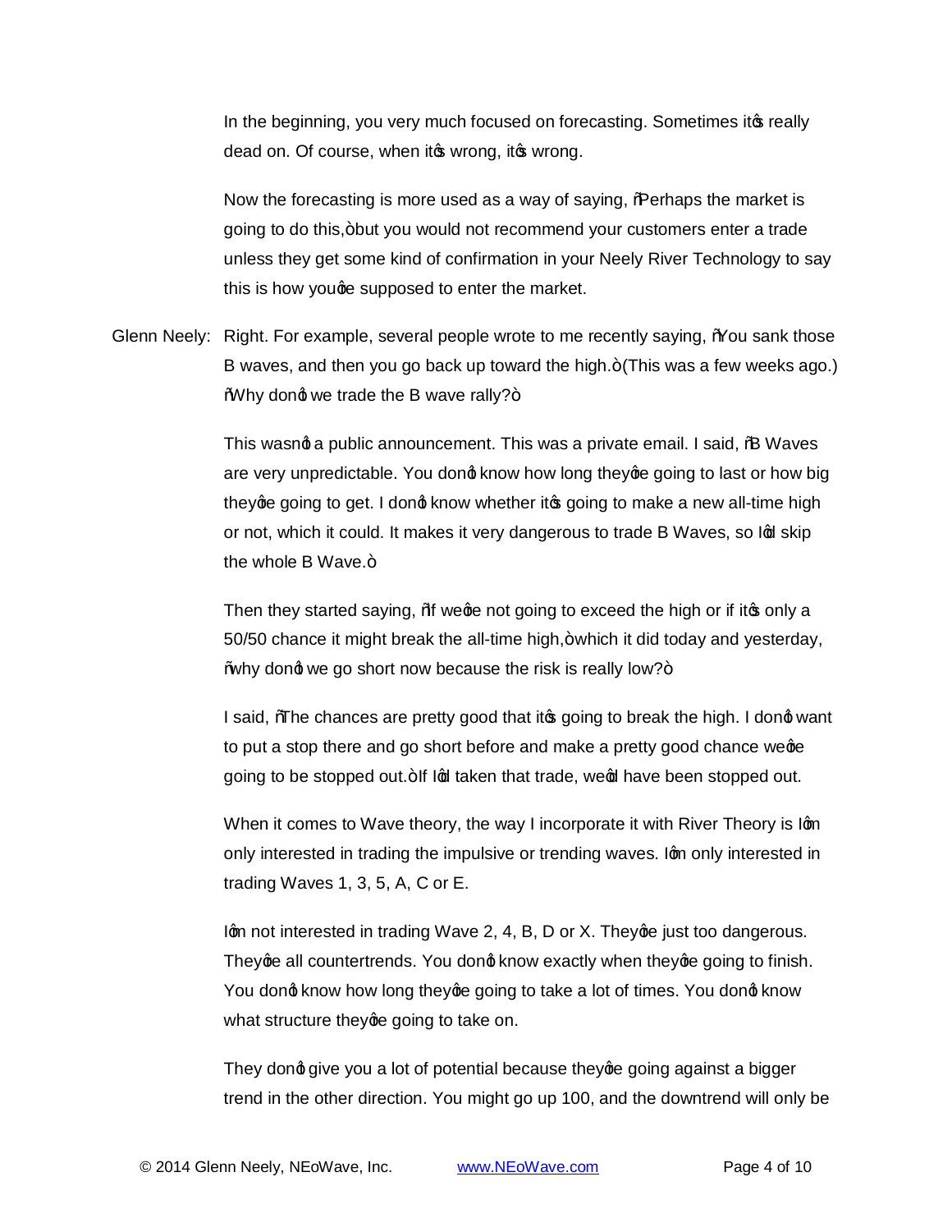In the beginning, you very much focused on forecasting. Sometimes it's really dead on. Of course, when it's wrong, it's wrong.

Now the forecasting is more used as a way of saying, "Perhaps the market is going to do this," but you would not recommend your customers enter a trade unless they get some kind of confirmation in your Neely River Technology to say this is how you're supposed to enter the market.

Glenn Neely: Right. For example, several people wrote to me recently saying, "You sank those B waves, and then you go back up toward the high." (This was a few weeks ago.) "Why don't we trade the B wave rally?"

This wasn't a public announcement. This was a private email. I said, "B Waves are very unpredictable. You don't know how long they're going to last or how big they're going to get. I don't know whether it's going to make a new all-time high or not, which it could. It makes it very dangerous to trade B Waves, so I'd skip the whole B Wave."

Then they started saying, "If we're not going to exceed the high or if it's only a 50/50 chance it might break the all-time high," which it did today and yesterday, "why don't we go short now because the risk is really low?"

I said, "The chances are pretty good that it's going to break the high. I don't want to put a stop there and go short before and make a pretty good chance we're going to be stopped out." If I'd taken that trade, we'd have been stopped out.

When it comes to Wave theory, the way I incorporate it with River Theory is I'm only interested in trading the impulsive or trending waves. I'm only interested in trading Waves 1, 3, 5, A, C or E.

I'm not interested in trading Wave 2, 4, B, D or X. They're just too dangerous. They're all countertrends. You don't know exactly when they're going to finish. You don't know how long they're going to take a lot of times. You don't know what structure they're going to take on.

They don't give you a lot of potential because they're going against a bigger trend in the other direction. You might go up 100, and the downtrend will only be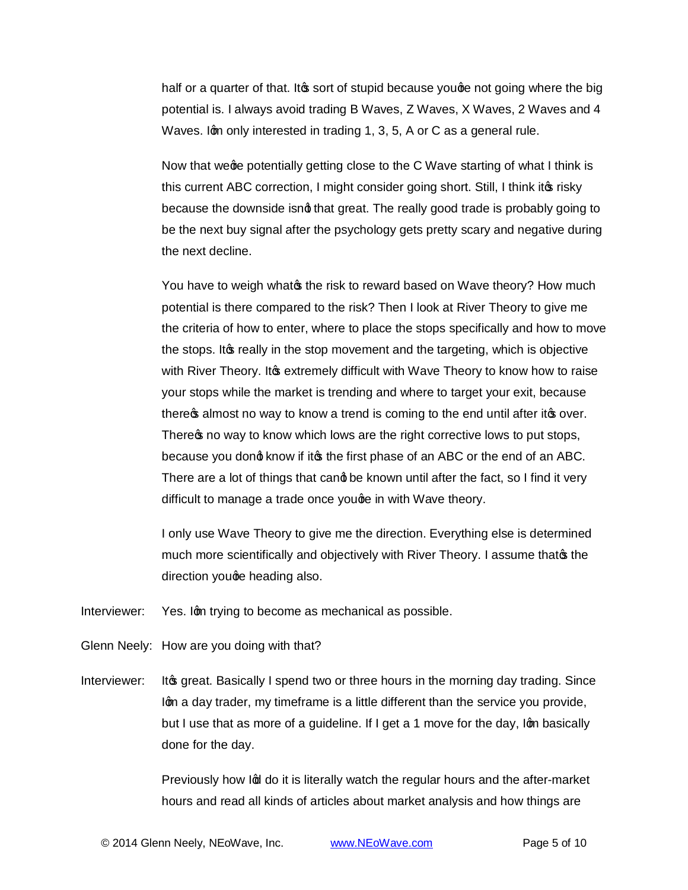half or a quarter of that. It's sort of stupid because you're not going where the big potential is. I always avoid trading B Waves, Z Waves, X Waves, 2 Waves and 4 Waves. I'm only interested in trading 1, 3, 5, A or C as a general rule.

Now that we're potentially getting close to the C Wave starting of what I think is this current ABC correction, I might consider going short. Still, I think it's risky because the downside isn't that great. The really good trade is probably going to be the next buy signal after the psychology gets pretty scary and negative during the next decline.

You have to weigh what's the risk to reward based on Wave theory? How much potential is there compared to the risk? Then I look at River Theory to give me the criteria of how to enter, where to place the stops specifically and how to move the stops. It's really in the stop movement and the targeting, which is objective with River Theory. It's extremely difficult with Wave Theory to know how to raise your stops while the market is trending and where to target your exit, because there's almost no way to know a trend is coming to the end until after it's over. There's no way to know which lows are the right corrective lows to put stops, because you don't know if it's the first phase of an ABC or the end of an ABC. There are a lot of things that can't be known until after the fact, so I find it very difficult to manage a trade once you're in with Wave theory.

I only use Wave Theory to give me the direction. Everything else is determined much more scientifically and objectively with River Theory. I assume that's the direction you're heading also.

Interviewer: Yes. I'm trying to become as mechanical as possible.

Glenn Neely: How are you doing with that?

Interviewer: It's great. Basically I spend two or three hours in the morning day trading. Since I'm a day trader, my timeframe is a little different than the service you provide, but I use that as more of a guideline. If I get a 1 move for the day, I'm basically done for the day.

Previously how I'd do it is literally watch the regular hours and the after-market hours and read all kinds of articles about market analysis and how things are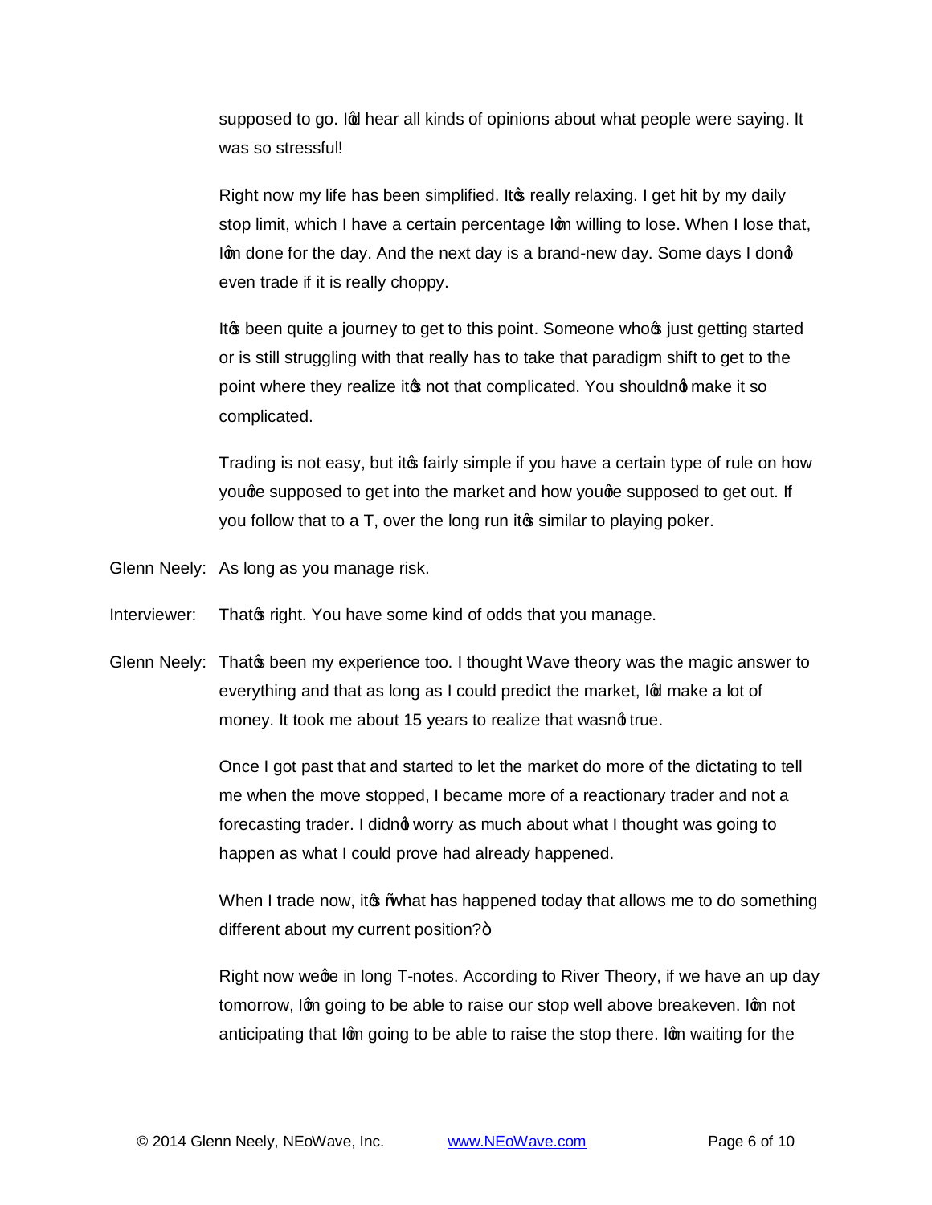supposed to go. I'd hear all kinds of opinions about what people were saying. It was so stressful!

Right now my life has been simplified. It's really relaxing. I get hit by my daily stop limit, which I have a certain percentage I'm willing to lose. When I lose that, I'm done for the day. And the next day is a brand-new day. Some days I don't even trade if it is really choppy.

It's been quite a journey to get to this point. Someone who's just getting started or is still struggling with that really has to take that paradigm shift to get to the point where they realize it's not that complicated. You shouldn't make it so complicated.

Trading is not easy, but it's fairly simple if you have a certain type of rule on how you're supposed to get into the market and how you're supposed to get out. If you follow that to a T, over the long run it's similar to playing poker.

Glenn Neely: As long as you manage risk.

Interviewer: That's right. You have some kind of odds that you manage.

Glenn Neely: That's been my experience too. I thought Wave theory was the magic answer to everything and that as long as I could predict the market, I'd make a lot of money. It took me about 15 years to realize that wasn't true.

Once I got past that and started to let the market do more of the dictating to tell me when the move stopped, I became more of a reactionary trader and not a forecasting trader. I didn't worry as much about what I thought was going to happen as what I could prove had already happened.

When I trade now, it's "what has happened today that allows me to do something different about my current position?"

Right now we're in long T-notes. According to River Theory, if we have an up day tomorrow, I'm going to be able to raise our stop well above breakeven. I'm not anticipating that I'm going to be able to raise the stop there. I'm waiting for the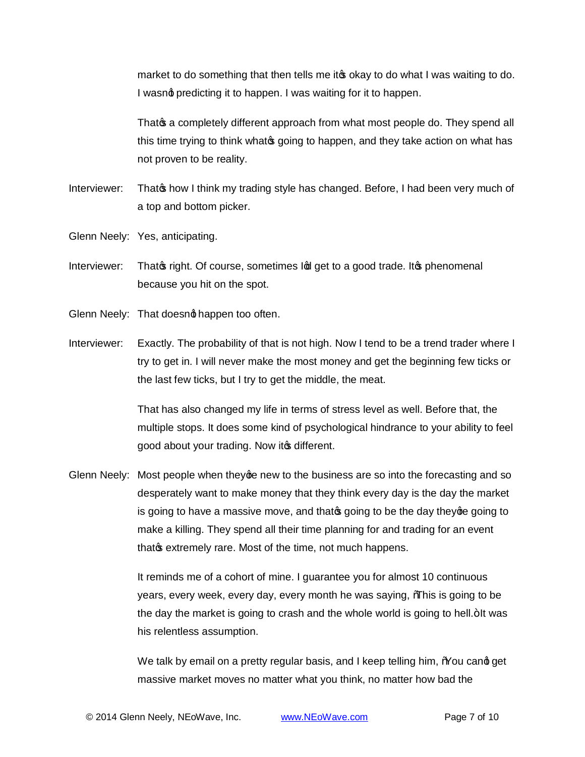market to do something that then tells me it's okay to do what I was waiting to do. I wasn't predicting it to happen. I was waiting for it to happen.

That's a completely different approach from what most people do. They spend all this time trying to think what's going to happen, and they take action on what has not proven to be reality.

Interviewer: That's how I think my trading style has changed. Before, I had been very much of a top and bottom picker.

Glenn Neely: Yes, anticipating.

Interviewer: That's right. Of course, sometimes I'd get to a good trade. It's phenomenal because you hit on the spot.

Glenn Neely: That doesn't happen too often.

Interviewer: Exactly. The probability of that is not high. Now I tend to be a trend trader where I try to get in. I will never make the most money and get the beginning few ticks or the last few ticks, but I try to get the middle, the meat.

That has also changed my life in terms of stress level as well. Before that, the multiple stops. It does some kind of psychological hindrance to your ability to feel good about your trading. Now it's different.

Glenn Neely: Most people when they're new to the business are so into the forecasting and so desperately want to make money that they think every day is the day the market is going to have a massive move, and that's going to be the day they're going to make a killing. They spend all their time planning for and trading for an event that's extremely rare. Most of the time, not much happens.

It reminds me of a cohort of mine. I guarantee you for almost 10 continuous years, every week, every day, every month he was saying, "This is going to be the day the market is going to crash and the whole world is going to hell." It was his relentless assumption.

We talk by email on a pretty regular basis, and I keep telling him, "You can't get massive market moves no matter what you think, no matter how bad the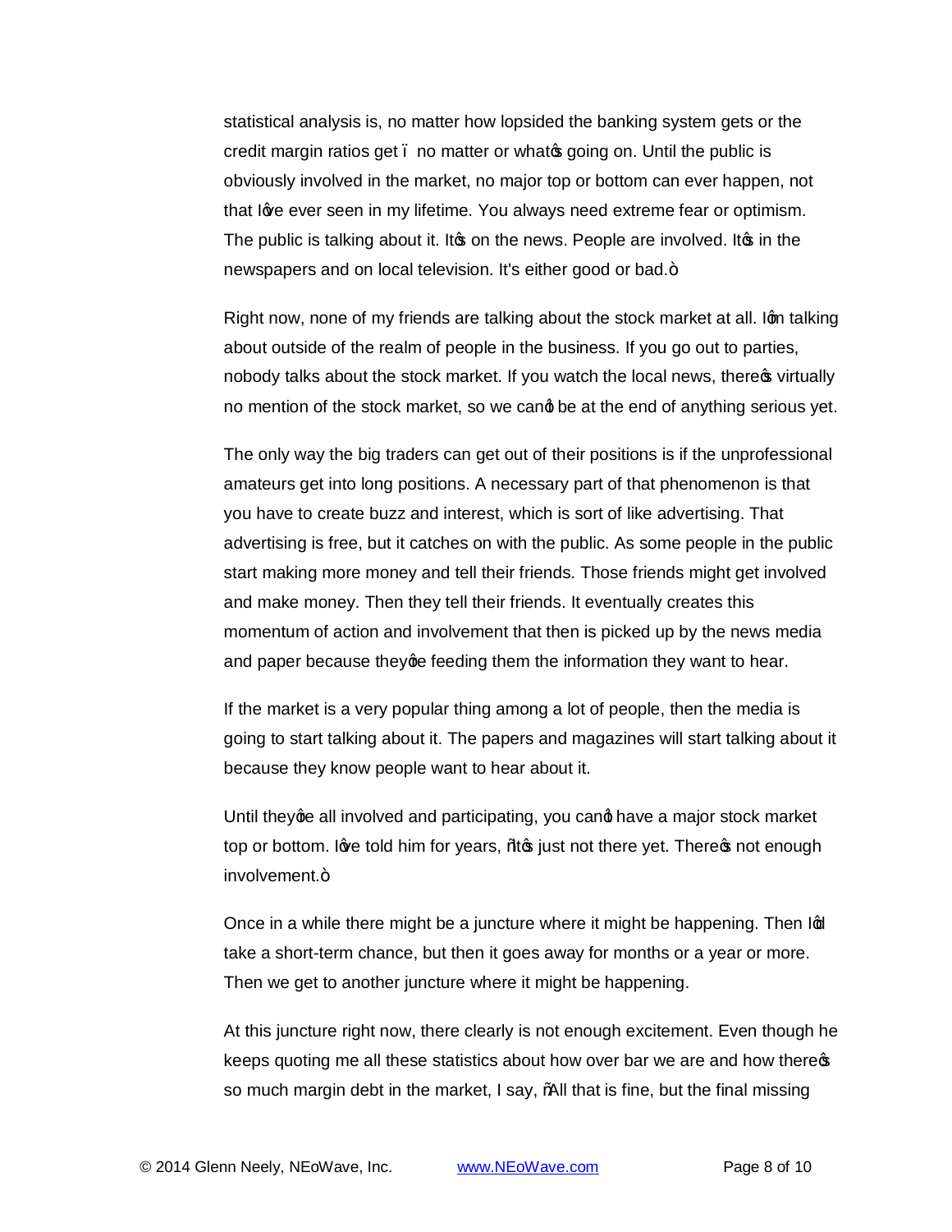statistical analysis is, no matter how lopsided the banking system gets or the credit margin ratios get – no matter or what's going on. Until the public is obviously involved in the market, no major top or bottom can ever happen, not that I've ever seen in my lifetime. You always need extreme fear or optimism. The public is talking about it. It's on the news. People are involved. It's in the newspapers and on local television. It's either good or bad.”

Right now, none of my friends are talking about the stock market at all. I'm talking about outside of the realm of people in the business. If you go out to parties, nobody talks about the stock market. If you watch the local news, there's virtually no mention of the stock market, so we can't be at the end of anything serious yet.

The only way the big traders can get out of their positions is if the unprofessional amateurs get into long positions. A necessary part of that phenomenon is that you have to create buzz and interest, which is sort of like advertising. That advertising is free, but it catches on with the public. As some people in the public start making more money and tell their friends. Those friends might get involved and make money. Then they tell their friends. It eventually creates this momentum of action and involvement that then is picked up by the news media and paper because they're feeding them the information they want to hear.

If the market is a very popular thing among a lot of people, then the media is going to start talking about it. The papers and magazines will start talking about it because they know people want to hear about it.

Until they're all involved and participating, you can't have a major stock market top or bottom. I've told him for years, “It's just not there yet. There's not enough involvement.”

Once in a while there might be a juncture where it might be happening. Then I'd take a short-term chance, but then it goes away for months or a year or more. Then we get to another juncture where it might be happening.

At this juncture right now, there clearly is not enough excitement. Even though he keeps quoting me all these statistics about how over bar we are and how there's so much margin debt in the market, I say, “All that is fine, but the final missing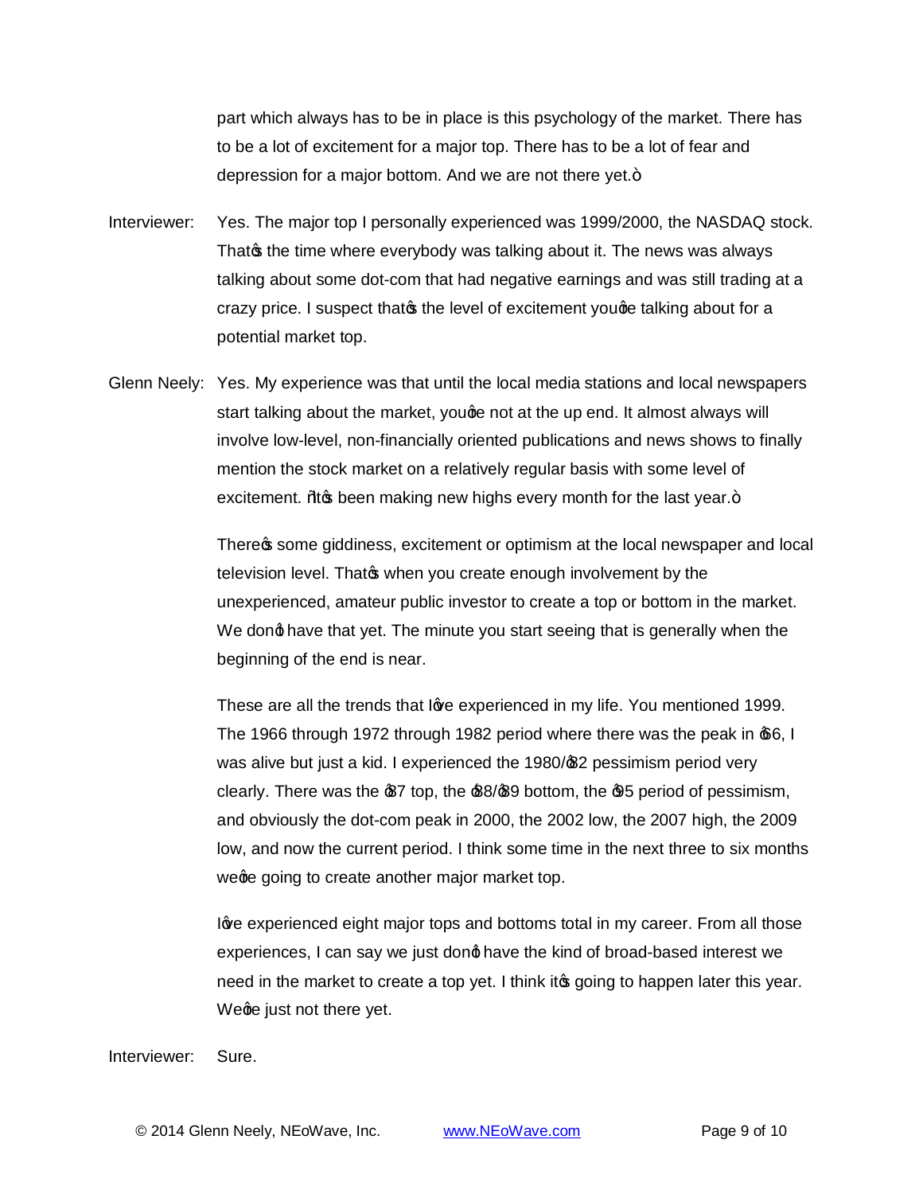part which always has to be in place is this psychology of the market. There has to be a lot of excitement for a major top. There has to be a lot of fear and depression for a major bottom. And we are not there yet."

Interviewer: Yes. The major top I personally experienced was 1999/2000, the NASDAQ stock. That's the time where everybody was talking about it. The news was always talking about some dot-com that had negative earnings and was still trading at a crazy price. I suspect that's the level of excitement you're talking about for a potential market top.

Glenn Neely: Yes. My experience was that until the local media stations and local newspapers start talking about the market, you're not at the up end. It almost always will involve low-level, non-financially oriented publications and news shows to finally mention the stock market on a relatively regular basis with some level of excitement. "It's been making new highs every month for the last year."

There's some giddiness, excitement or optimism at the local newspaper and local television level. That's when you create enough involvement by the unexperienced, amateur public investor to create a top or bottom in the market. We don't have that yet. The minute you start seeing that is generally when the beginning of the end is near.

These are all the trends that I've experienced in my life. You mentioned 1999. The 1966 through 1972 through 1982 period where there was the peak in '66, I was alive but just a kid. I experienced the 1980/'82 pessimism period very clearly. There was the '87 top, the '88/'89 bottom, the '95 period of pessimism, and obviously the dot-com peak in 2000, the 2002 low, the 2007 high, the 2009 low, and now the current period. I think some time in the next three to six months we're going to create another major market top.

I've experienced eight major tops and bottoms total in my career. From all those experiences, I can say we just don't have the kind of broad-based interest we need in the market to create a top yet. I think it's going to happen later this year. We're just not there yet.

Interviewer: Sure.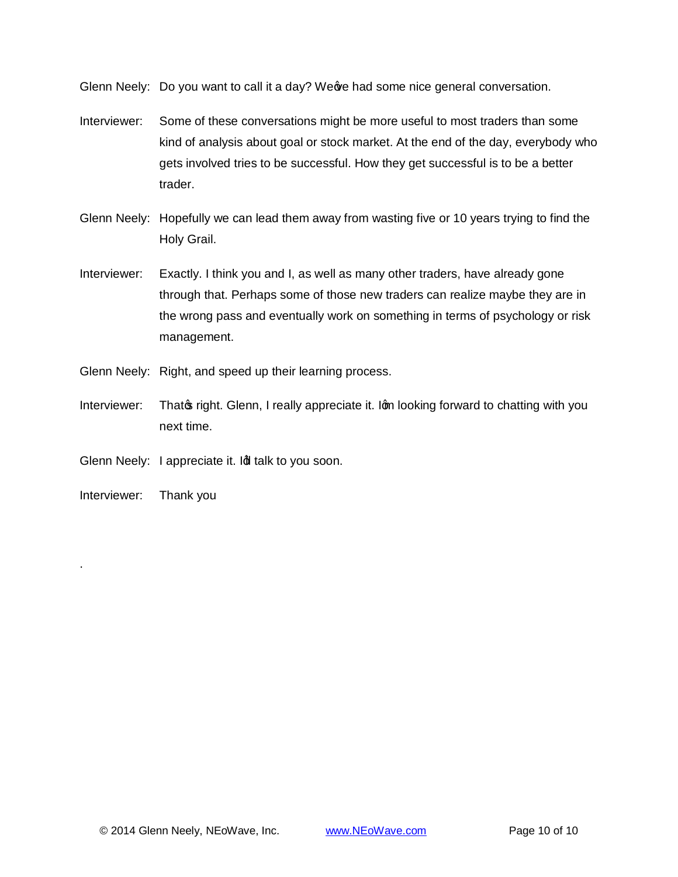Glenn Neely: Do you want to call it a day? We've had some nice general conversation.

Interviewer: Some of these conversations might be more useful to most traders than some kind of analysis about goal or stock market. At the end of the day, everybody who gets involved tries to be successful. How they get successful is to be a better trader.

Glenn Neely: Hopefully we can lead them away from wasting five or 10 years trying to find the Holy Grail.

Interviewer: Exactly. I think you and I, as well as many other traders, have already gone through that. Perhaps some of those new traders can realize maybe they are in the wrong pass and eventually work on something in terms of psychology or risk management.

Glenn Neely: Right, and speed up their learning process.

Interviewer: That's right. Glenn, I really appreciate it. I'm looking forward to chatting with you next time.

Glenn Neely: I appreciate it. I'll talk to you soon.

Interviewer: Thank you

.